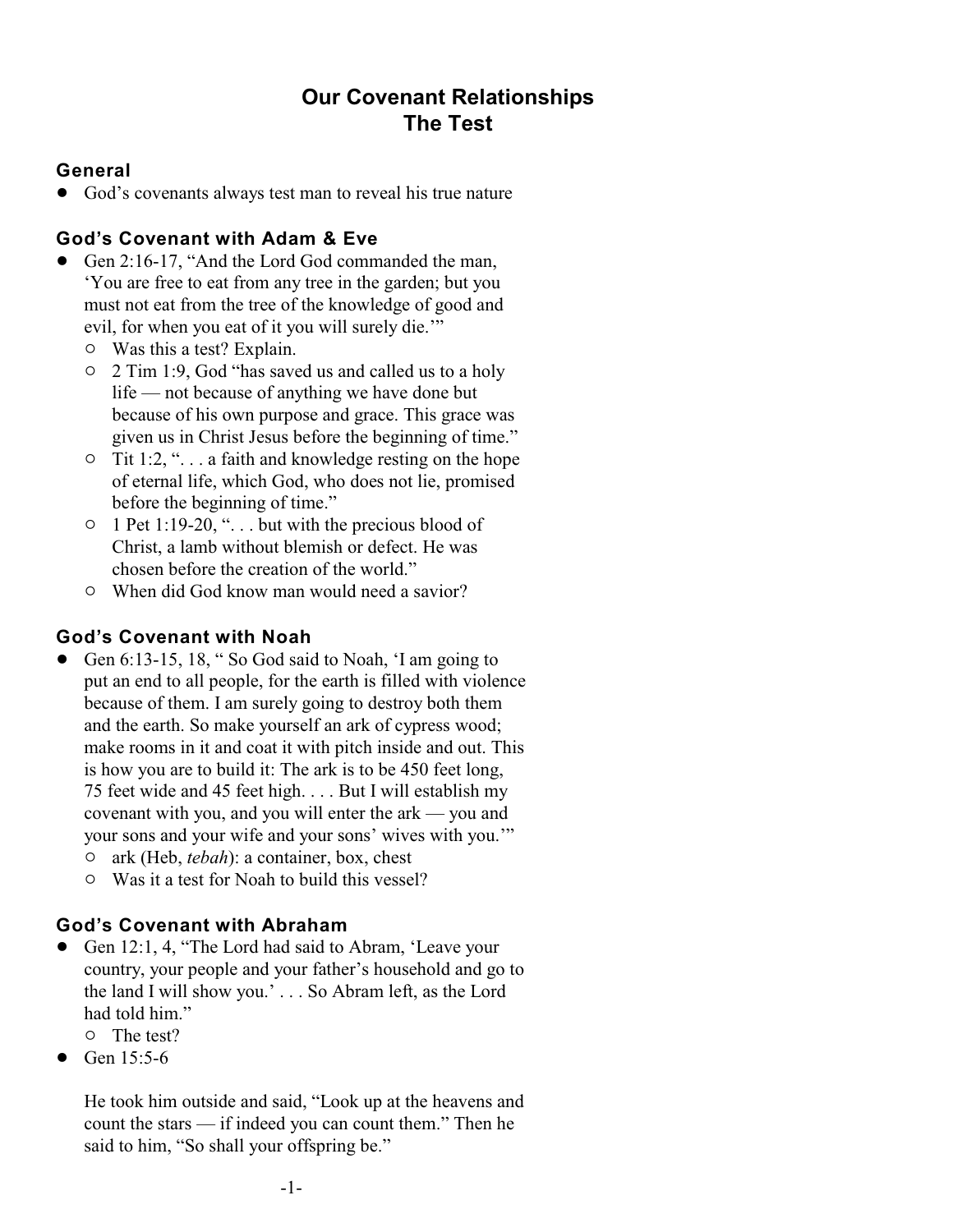# Our Covenant Relationships
# The Test

## General

- God's covenants always test man to reveal his true nature

## God's Covenant with Adam & Eve

- Gen 2:16-17, "And the Lord God commanded the man, 'You are free to eat from any tree in the garden; but you must not eat from the tree of the knowledge of good and evil, for when you eat of it you will surely die.'"
  - Was this a test? Explain.
  - 2 Tim 1:9, God "has saved us and called us to a holy life — not because of anything we have done but because of his own purpose and grace. This grace was given us in Christ Jesus before the beginning of time."
  - Tit 1:2, ". . . a faith and knowledge resting on the hope of eternal life, which God, who does not lie, promised before the beginning of time."
  - 1 Pet 1:19-20, ". . . but with the precious blood of Christ, a lamb without blemish or defect. He was chosen before the creation of the world."
  - When did God know man would need a savior?

## God's Covenant with Noah

- Gen 6:13-15, 18, " So God said to Noah, 'I am going to put an end to all people, for the earth is filled with violence because of them. I am surely going to destroy both them and the earth. So make yourself an ark of cypress wood; make rooms in it and coat it with pitch inside and out. This is how you are to build it: The ark is to be 450 feet long, 75 feet wide and 45 feet high. . . . But I will establish my covenant with you, and you will enter the ark — you and your sons and your wife and your sons' wives with you.'"
  - ark (Heb, *tebah*): a container, box, chest
  - Was it a test for Noah to build this vessel?

## God's Covenant with Abraham

- Gen 12:1, 4, "The Lord had said to Abram, 'Leave your country, your people and your father's household and go to the land I will show you.' . . . So Abram left, as the Lord had told him."
  - The test?
- Gen 15:5-6

  He took him outside and said, "Look up at the heavens and count the stars — if indeed you can count them." Then he said to him, "So shall your offspring be."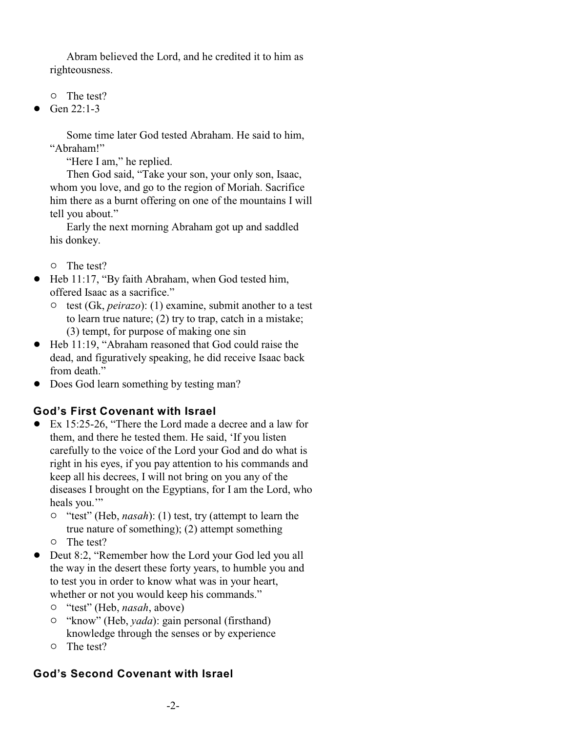Abram believed the Lord, and he credited it to him as righteousness.

- The test?

- Gen 22:1-3

  Some time later God tested Abraham. He said to him, "Abraham!"

  "Here I am," he replied.

  Then God said, "Take your son, your only son, Isaac, whom you love, and go to the region of Moriah. Sacrifice him there as a burnt offering on one of the mountains I will tell you about."

  Early the next morning Abraham got up and saddled his donkey.

  - The test?
- Heb 11:17, "By faith Abraham, when God tested him, offered Isaac as a sacrifice."
  - test (Gk, *peirazo*): (1) examine, submit another to a test to learn true nature; (2) try to trap, catch in a mistake; (3) tempt, for purpose of making one sin
- Heb 11:19, "Abraham reasoned that God could raise the dead, and figuratively speaking, he did receive Isaac back from death."
- Does God learn something by testing man?

### God's First Covenant with Israel

- Ex 15:25-26, "There the Lord made a decree and a law for them, and there he tested them. He said, 'If you listen carefully to the voice of the Lord your God and do what is right in his eyes, if you pay attention to his commands and keep all his decrees, I will not bring on you any of the diseases I brought on the Egyptians, for I am the Lord, who heals you.'"
  - "test" (Heb, *nasah*): (1) test, try (attempt to learn the true nature of something); (2) attempt something
  - The test?
- Deut 8:2, "Remember how the Lord your God led you all the way in the desert these forty years, to humble you and to test you in order to know what was in your heart, whether or not you would keep his commands."
  - "test" (Heb, *nasah*, above)
  - "know" (Heb, *yada*): gain personal (firsthand) knowledge through the senses or by experience
  - The test?

### God's Second Covenant with Israel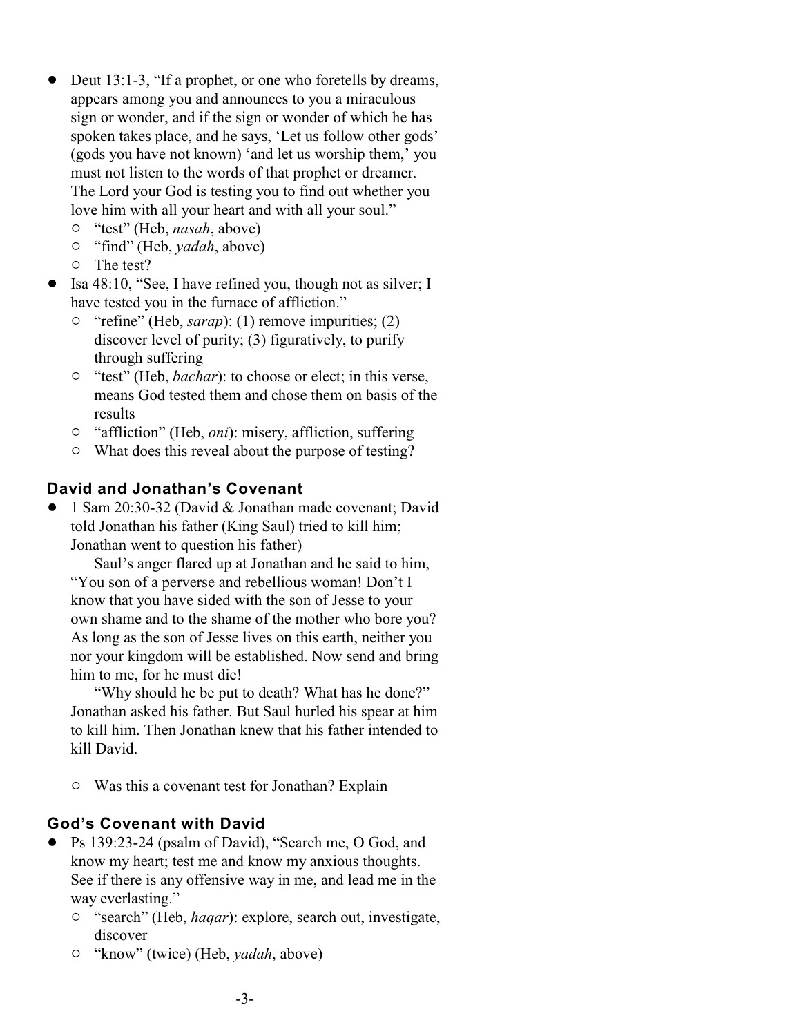- Deut 13:1-3, "If a prophet, or one who foretells by dreams, appears among you and announces to you a miraculous sign or wonder, and if the sign or wonder of which he has spoken takes place, and he says, 'Let us follow other gods' (gods you have not known) 'and let us worship them,' you must not listen to the words of that prophet or dreamer. The Lord your God is testing you to find out whether you love him with all your heart and with all your soul."
  - "test" (Heb, *nasah*, above)
  - "find" (Heb, *yadah*, above)
  - The test?
- Isa 48:10, "See, I have refined you, though not as silver; I have tested you in the furnace of affliction."
  - "refine" (Heb, *sarap*): (1) remove impurities; (2) discover level of purity; (3) figuratively, to purify through suffering
  - "test" (Heb, *bachar*): to choose or elect; in this verse, means God tested them and chose them on basis of the results
  - "affliction" (Heb, *oni*): misery, affliction, suffering
  - What does this reveal about the purpose of testing?

### David and Jonathan's Covenant

- 1 Sam 20:30-32 (David & Jonathan made covenant; David told Jonathan his father (King Saul) tried to kill him; Jonathan went to question his father)

  Saul's anger flared up at Jonathan and he said to him, "You son of a perverse and rebellious woman! Don't I know that you have sided with the son of Jesse to your own shame and to the shame of the mother who bore you? As long as the son of Jesse lives on this earth, neither you nor your kingdom will be established. Now send and bring him to me, for he must die!

  "Why should he be put to death? What has he done?" Jonathan asked his father. But Saul hurled his spear at him to kill him. Then Jonathan knew that his father intended to kill David.

  - Was this a covenant test for Jonathan? Explain

### God's Covenant with David

- Ps 139:23-24 (psalm of David), "Search me, O God, and know my heart; test me and know my anxious thoughts. See if there is any offensive way in me, and lead me in the way everlasting."
  - "search" (Heb, *haqar*): explore, search out, investigate, discover
  - "know" (twice) (Heb, *yadah*, above)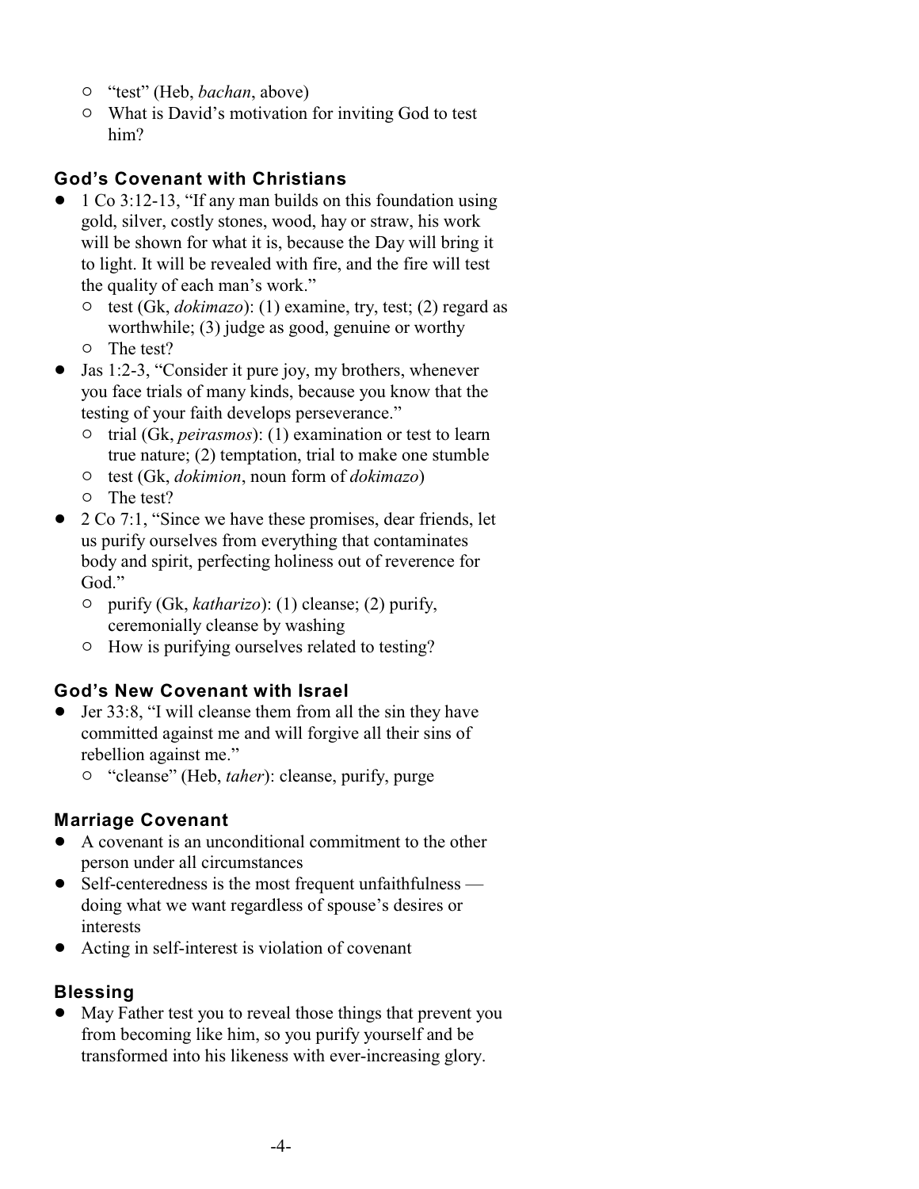- "test" (Heb, *bachan*, above)
- What is David's motivation for inviting God to test him?

### God's Covenant with Christians

- 1 Co 3:12-13, "If any man builds on this foundation using gold, silver, costly stones, wood, hay or straw, his work will be shown for what it is, because the Day will bring it to light. It will be revealed with fire, and the fire will test the quality of each man's work."
  - test (Gk, *dokimazo*): (1) examine, try, test; (2) regard as worthwhile; (3) judge as good, genuine or worthy
  - The test?
- Jas 1:2-3, "Consider it pure joy, my brothers, whenever you face trials of many kinds, because you know that the testing of your faith develops perseverance."
  - trial (Gk, *peirasmos*): (1) examination or test to learn true nature; (2) temptation, trial to make one stumble
  - test (Gk, *dokimion*, noun form of *dokimazo*)
  - The test?
- 2 Co 7:1, "Since we have these promises, dear friends, let us purify ourselves from everything that contaminates body and spirit, perfecting holiness out of reverence for God."
  - purify (Gk, *katharizo*): (1) cleanse; (2) purify, ceremonially cleanse by washing
  - How is purifying ourselves related to testing?

### God's New Covenant with Israel

- Jer 33:8, "I will cleanse them from all the sin they have committed against me and will forgive all their sins of rebellion against me."
  - "cleanse" (Heb, *taher*): cleanse, purify, purge

### Marriage Covenant

- A covenant is an unconditional commitment to the other person under all circumstances
- Self-centeredness is the most frequent unfaithfulness — doing what we want regardless of spouse's desires or interests
- Acting in self-interest is violation of covenant

### Blessing

- May Father test you to reveal those things that prevent you from becoming like him, so you purify yourself and be transformed into his likeness with ever-increasing glory.